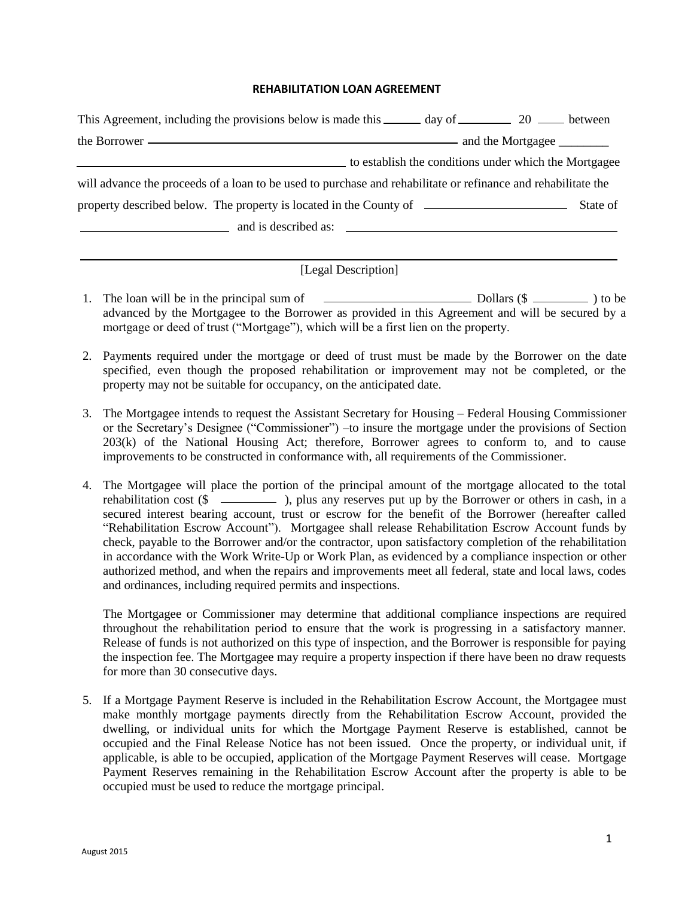# REHABILITATION LOAN AGREEMENT

This Agreement, including the provisions below is made this ______ day of _________ 20 ____ between the Borrower ______________________________________________ and the Mortgagee ________ ______________________________________ to establish the conditions under which the Mortgagee will advance the proceeds of a loan to be used to purchase and rehabilitate or refinance and rehabilitate the property described below. The property is located in the County of ______________________ State of ______________________ and is described as: ________________________________________

____________________________________________________________________________

[Legal Description]

1. The loan will be in the principal sum of ______________________ Dollars ($ _________ ) to be advanced by the Mortgagee to the Borrower as provided in this Agreement and will be secured by a mortgage or deed of trust ("Mortgage"), which will be a first lien on the property.

2. Payments required under the mortgage or deed of trust must be made by the Borrower on the date specified, even though the proposed rehabilitation or improvement may not be completed, or the property may not be suitable for occupancy, on the anticipated date.

3. The Mortgagee intends to request the Assistant Secretary for Housing – Federal Housing Commissioner or the Secretary's Designee ("Commissioner") –to insure the mortgage under the provisions of Section 203(k) of the National Housing Act; therefore, Borrower agrees to conform to, and to cause improvements to be constructed in conformance with, all requirements of the Commissioner.

4. The Mortgagee will place the portion of the principal amount of the mortgage allocated to the total rehabilitation cost ($ _________ ), plus any reserves put up by the Borrower or others in cash, in a secured interest bearing account, trust or escrow for the benefit of the Borrower (hereafter called "Rehabilitation Escrow Account"). Mortgagee shall release Rehabilitation Escrow Account funds by check, payable to the Borrower and/or the contractor, upon satisfactory completion of the rehabilitation in accordance with the Work Write-Up or Work Plan, as evidenced by a compliance inspection or other authorized method, and when the repairs and improvements meet all federal, state and local laws, codes and ordinances, including required permits and inspections.

   The Mortgagee or Commissioner may determine that additional compliance inspections are required throughout the rehabilitation period to ensure that the work is progressing in a satisfactory manner. Release of funds is not authorized on this type of inspection, and the Borrower is responsible for paying the inspection fee. The Mortgagee may require a property inspection if there have been no draw requests for more than 30 consecutive days.

5. If a Mortgage Payment Reserve is included in the Rehabilitation Escrow Account, the Mortgagee must make monthly mortgage payments directly from the Rehabilitation Escrow Account, provided the dwelling, or individual units for which the Mortgage Payment Reserve is established, cannot be occupied and the Final Release Notice has not been issued. Once the property, or individual unit, if applicable, is able to be occupied, application of the Mortgage Payment Reserves will cease. Mortgage Payment Reserves remaining in the Rehabilitation Escrow Account after the property is able to be occupied must be used to reduce the mortgage principal.

August 2015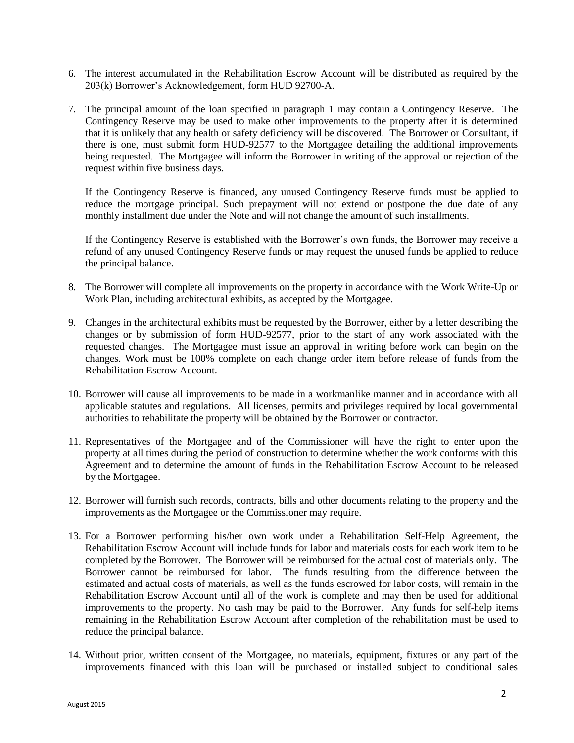6. The interest accumulated in the Rehabilitation Escrow Account will be distributed as required by the 203(k) Borrower's Acknowledgement, form HUD 92700-A.

7. The principal amount of the loan specified in paragraph 1 may contain a Contingency Reserve. The Contingency Reserve may be used to make other improvements to the property after it is determined that it is unlikely that any health or safety deficiency will be discovered. The Borrower or Consultant, if there is one, must submit form HUD-92577 to the Mortgagee detailing the additional improvements being requested. The Mortgagee will inform the Borrower in writing of the approval or rejection of the request within five business days.

   If the Contingency Reserve is financed, any unused Contingency Reserve funds must be applied to reduce the mortgage principal. Such prepayment will not extend or postpone the due date of any monthly installment due under the Note and will not change the amount of such installments.

   If the Contingency Reserve is established with the Borrower's own funds, the Borrower may receive a refund of any unused Contingency Reserve funds or may request the unused funds be applied to reduce the principal balance.

8. The Borrower will complete all improvements on the property in accordance with the Work Write-Up or Work Plan, including architectural exhibits, as accepted by the Mortgagee.

9. Changes in the architectural exhibits must be requested by the Borrower, either by a letter describing the changes or by submission of form HUD-92577, prior to the start of any work associated with the requested changes. The Mortgagee must issue an approval in writing before work can begin on the changes. Work must be 100% complete on each change order item before release of funds from the Rehabilitation Escrow Account.

10. Borrower will cause all improvements to be made in a workmanlike manner and in accordance with all applicable statutes and regulations. All licenses, permits and privileges required by local governmental authorities to rehabilitate the property will be obtained by the Borrower or contractor.

11. Representatives of the Mortgagee and of the Commissioner will have the right to enter upon the property at all times during the period of construction to determine whether the work conforms with this Agreement and to determine the amount of funds in the Rehabilitation Escrow Account to be released by the Mortgagee.

12. Borrower will furnish such records, contracts, bills and other documents relating to the property and the improvements as the Mortgagee or the Commissioner may require.

13. For a Borrower performing his/her own work under a Rehabilitation Self-Help Agreement, the Rehabilitation Escrow Account will include funds for labor and materials costs for each work item to be completed by the Borrower. The Borrower will be reimbursed for the actual cost of materials only. The Borrower cannot be reimbursed for labor. The funds resulting from the difference between the estimated and actual costs of materials, as well as the funds escrowed for labor costs, will remain in the Rehabilitation Escrow Account until all of the work is complete and may then be used for additional improvements to the property. No cash may be paid to the Borrower. Any funds for self-help items remaining in the Rehabilitation Escrow Account after completion of the rehabilitation must be used to reduce the principal balance.

14. Without prior, written consent of the Mortgagee, no materials, equipment, fixtures or any part of the improvements financed with this loan will be purchased or installed subject to conditional sales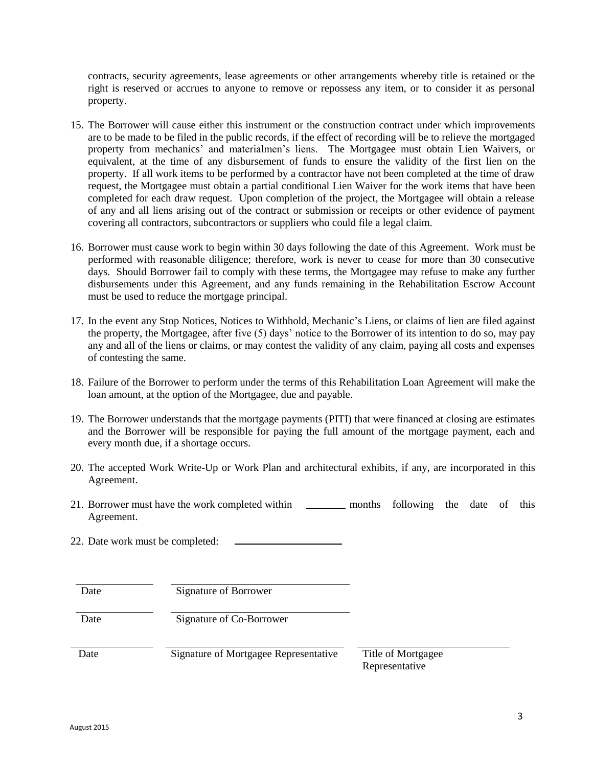contracts, security agreements, lease agreements or other arrangements whereby title is retained or the right is reserved or accrues to anyone to remove or repossess any item, or to consider it as personal property.

15. The Borrower will cause either this instrument or the construction contract under which improvements are to be made to be filed in the public records, if the effect of recording will be to relieve the mortgaged property from mechanics' and materialmen's liens. The Mortgagee must obtain Lien Waivers, or equivalent, at the time of any disbursement of funds to ensure the validity of the first lien on the property. If all work items to be performed by a contractor have not been completed at the time of draw request, the Mortgagee must obtain a partial conditional Lien Waiver for the work items that have been completed for each draw request. Upon completion of the project, the Mortgagee will obtain a release of any and all liens arising out of the contract or submission or receipts or other evidence of payment covering all contractors, subcontractors or suppliers who could file a legal claim.

16. Borrower must cause work to begin within 30 days following the date of this Agreement. Work must be performed with reasonable diligence; therefore, work is never to cease for more than 30 consecutive days. Should Borrower fail to comply with these terms, the Mortgagee may refuse to make any further disbursements under this Agreement, and any funds remaining in the Rehabilitation Escrow Account must be used to reduce the mortgage principal.

17. In the event any Stop Notices, Notices to Withhold, Mechanic's Liens, or claims of lien are filed against the property, the Mortgagee, after five (5) days' notice to the Borrower of its intention to do so, may pay any and all of the liens or claims, or may contest the validity of any claim, paying all costs and expenses of contesting the same.

18. Failure of the Borrower to perform under the terms of this Rehabilitation Loan Agreement will make the loan amount, at the option of the Mortgagee, due and payable.

19. The Borrower understands that the mortgage payments (PITI) that were financed at closing are estimates and the Borrower will be responsible for paying the full amount of the mortgage payment, each and every month due, if a shortage occurs.

20. The accepted Work Write-Up or Work Plan and architectural exhibits, if any, are incorporated in this Agreement.

21. Borrower must have the work completed within ________ months following the date of this Agreement.

22. Date work must be completed: ____________________

| | | |
|---|---|---|
| ____________ Date | ______________________________ Signature of Borrower | |
| ____________ Date | ______________________________ Signature of Co-Borrower | |
| ____________ Date | ______________________________ Signature of Mortgagee Representative | ______________________________ Title of Mortgagee Representative |

August 2015